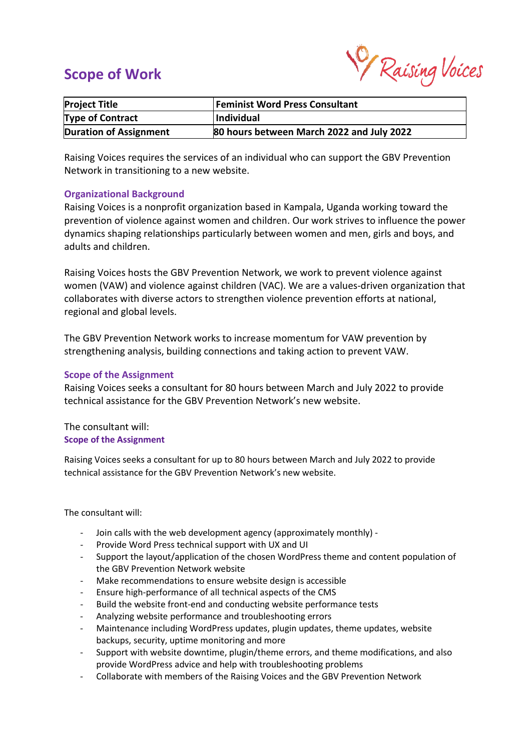# Scope of Work

Raising Voices

| Project Title | Feminist Word Press Consultant |
|---|---|
| Type of Contract | Individual |
| Duration of Assignment | 80 hours between March 2022 and July 2022 |

Raising Voices requires the services of an individual who can support the GBV Prevention Network in transitioning to a new website.

## Organizational Background

Raising Voices is a nonprofit organization based in Kampala, Uganda working toward the prevention of violence against women and children. Our work strives to influence the power dynamics shaping relationships particularly between women and men, girls and boys, and adults and children.

Raising Voices hosts the GBV Prevention Network, we work to prevent violence against women (VAW) and violence against children (VAC). We are a values-driven organization that collaborates with diverse actors to strengthen violence prevention efforts at national, regional and global levels.

The GBV Prevention Network works to increase momentum for VAW prevention by strengthening analysis, building connections and taking action to prevent VAW.

## Scope of the Assignment

Raising Voices seeks a consultant for 80 hours between March and July 2022 to provide technical assistance for the GBV Prevention Network's new website.

The consultant will:

## Scope of the Assignment

Raising Voices seeks a consultant for up to 80 hours between March and July 2022 to provide technical assistance for the GBV Prevention Network's new website.

The consultant will:

- Join calls with the web development agency (approximately monthly) -
- Provide Word Press technical support with UX and UI
- Support the layout/application of the chosen WordPress theme and content population of the GBV Prevention Network website
- Make recommendations to ensure website design is accessible
- Ensure high-performance of all technical aspects of the CMS
- Build the website front-end and conducting website performance tests
- Analyzing website performance and troubleshooting errors
- Maintenance including WordPress updates, plugin updates, theme updates, website backups, security, uptime monitoring and more
- Support with website downtime, plugin/theme errors, and theme modifications, and also provide WordPress advice and help with troubleshooting problems
- Collaborate with members of the Raising Voices and the GBV Prevention Network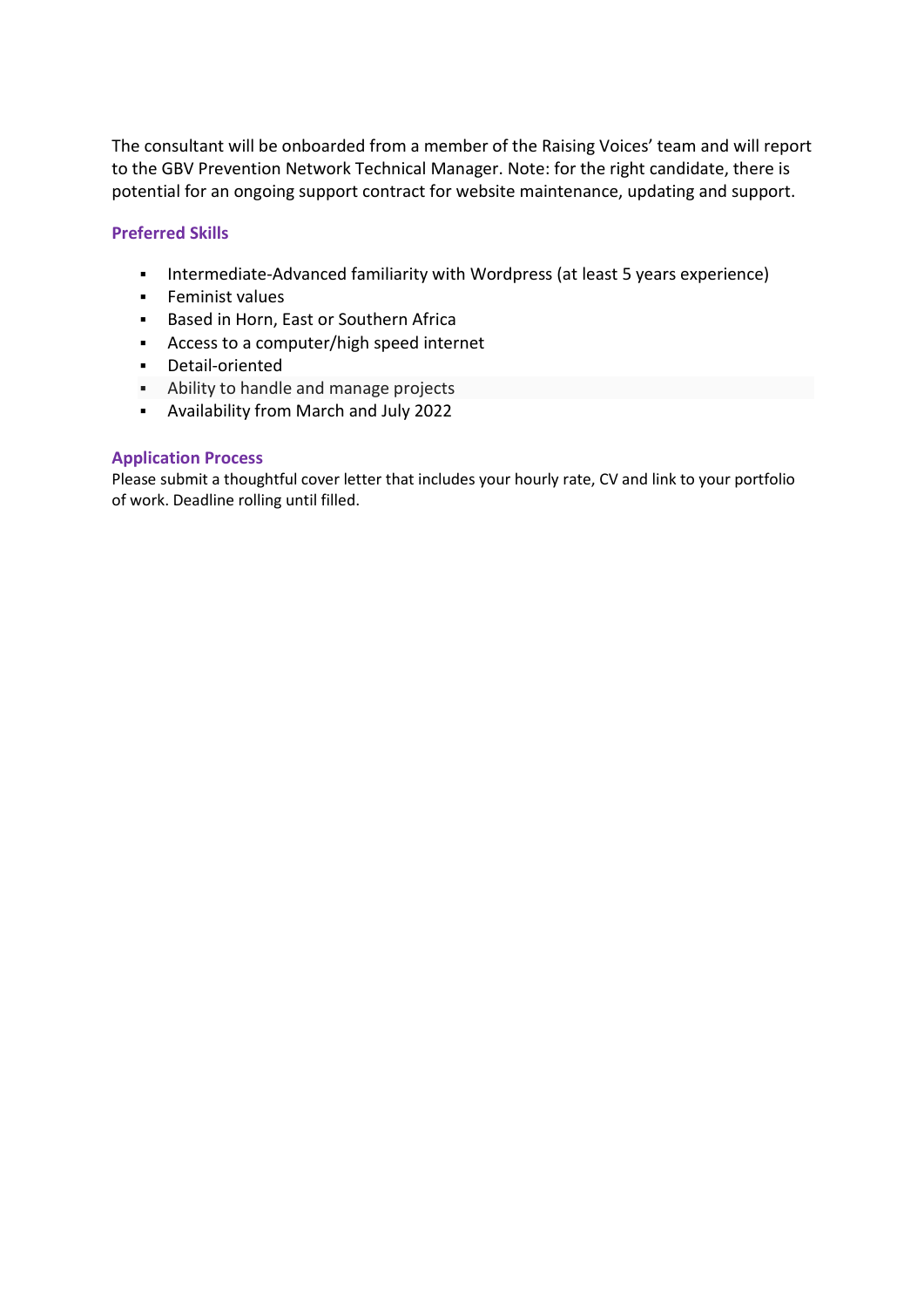The consultant will be onboarded from a member of the Raising Voices' team and will report to the GBV Prevention Network Technical Manager. Note: for the right candidate, there is potential for an ongoing support contract for website maintenance, updating and support.

### Preferred Skills

- Intermediate-Advanced familiarity with Wordpress (at least 5 years experience)
- Feminist values
- Based in Horn, East or Southern Africa
- Access to a computer/high speed internet
- Detail-oriented
- Ability to handle and manage projects
- Availability from March and July 2022

### Application Process

Please submit a thoughtful cover letter that includes your hourly rate, CV and link to your portfolio of work. Deadline rolling until filled.